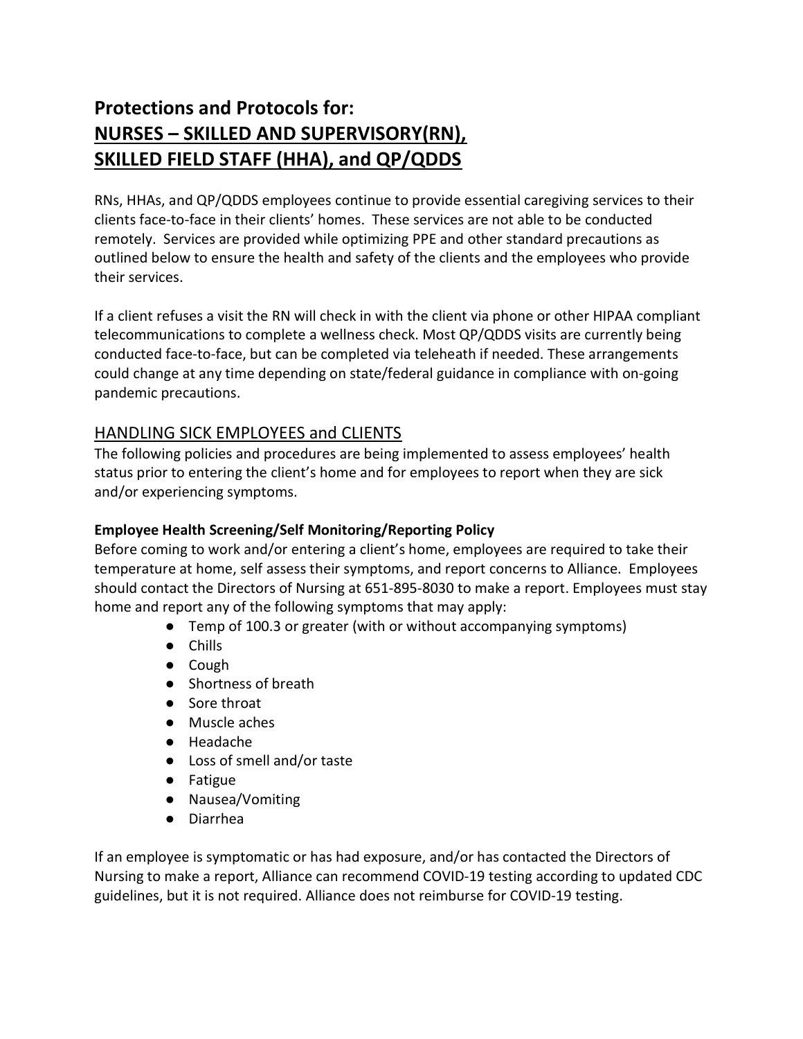# Protections and Protocols for: NURSES – SKILLED AND SUPERVISORY(RN), SKILLED FIELD STAFF (HHA), and QP/QDDS

RNs, HHAs, and QP/QDDS employees continue to provide essential caregiving services to their clients face-to-face in their clients' homes. These services are not able to be conducted remotely. Services are provided while optimizing PPE and other standard precautions as outlined below to ensure the health and safety of the clients and the employees who provide their services.

If a client refuses a visit the RN will check in with the client via phone or other HIPAA compliant telecommunications to complete a wellness check. Most QP/QDDS visits are currently being conducted face-to-face, but can be completed via teleheath if needed. These arrangements could change at any time depending on state/federal guidance in compliance with on-going pandemic precautions.

## HANDLING SICK EMPLOYEES and CLIENTS

The following policies and procedures are being implemented to assess employees' health status prior to entering the client's home and for employees to report when they are sick and/or experiencing symptoms.

### Employee Health Screening/Self Monitoring/Reporting Policy

Before coming to work and/or entering a client's home, employees are required to take their temperature at home, self assess their symptoms, and report concerns to Alliance. Employees should contact the Directors of Nursing at 651-895-8030 to make a report. Employees must stay home and report any of the following symptoms that may apply:

- Temp of 100.3 or greater (with or without accompanying symptoms)
- Chills
- Cough
- Shortness of breath
- Sore throat
- Muscle aches
- Headache
- Loss of smell and/or taste
- Fatigue
- Nausea/Vomiting
- Diarrhea

If an employee is symptomatic or has had exposure, and/or has contacted the Directors of Nursing to make a report, Alliance can recommend COVID-19 testing according to updated CDC guidelines, but it is not required. Alliance does not reimburse for COVID-19 testing.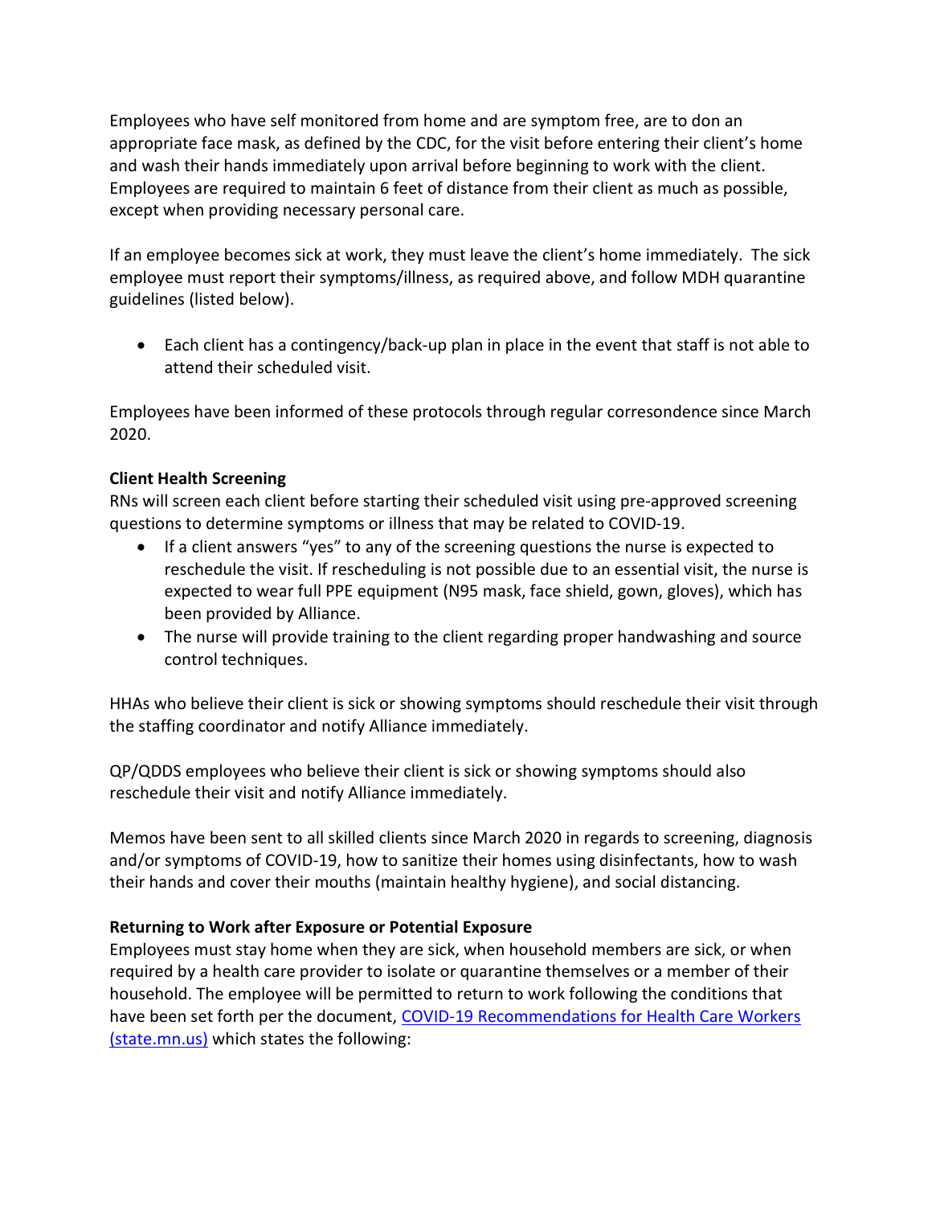Employees who have self monitored from home and are symptom free, are to don an appropriate face mask, as defined by the CDC, for the visit before entering their client's home and wash their hands immediately upon arrival before beginning to work with the client. Employees are required to maintain 6 feet of distance from their client as much as possible, except when providing necessary personal care.

If an employee becomes sick at work, they must leave the client's home immediately. The sick employee must report their symptoms/illness, as required above, and follow MDH quarantine guidelines (listed below).

- Each client has a contingency/back-up plan in place in the event that staff is not able to attend their scheduled visit.

Employees have been informed of these protocols through regular corresondence since March 2020.

**Client Health Screening**

RNs will screen each client before starting their scheduled visit using pre-approved screening questions to determine symptoms or illness that may be related to COVID-19.

- If a client answers "yes" to any of the screening questions the nurse is expected to reschedule the visit. If rescheduling is not possible due to an essential visit, the nurse is expected to wear full PPE equipment (N95 mask, face shield, gown, gloves), which has been provided by Alliance.
- The nurse will provide training to the client regarding proper handwashing and source control techniques.

HHAs who believe their client is sick or showing symptoms should reschedule their visit through the staffing coordinator and notify Alliance immediately.

QP/QDDS employees who believe their client is sick or showing symptoms should also reschedule their visit and notify Alliance immediately.

Memos have been sent to all skilled clients since March 2020 in regards to screening, diagnosis and/or symptoms of COVID-19, how to sanitize their homes using disinfectants, how to wash their hands and cover their mouths (maintain healthy hygiene), and social distancing.

**Returning to Work after Exposure or Potential Exposure**

Employees must stay home when they are sick, when household members are sick, or when required by a health care provider to isolate or quarantine themselves or a member of their household. The employee will be permitted to return to work following the conditions that have been set forth per the document, [COVID-19 Recommendations for Health Care Workers (state.mn.us)]() which states the following: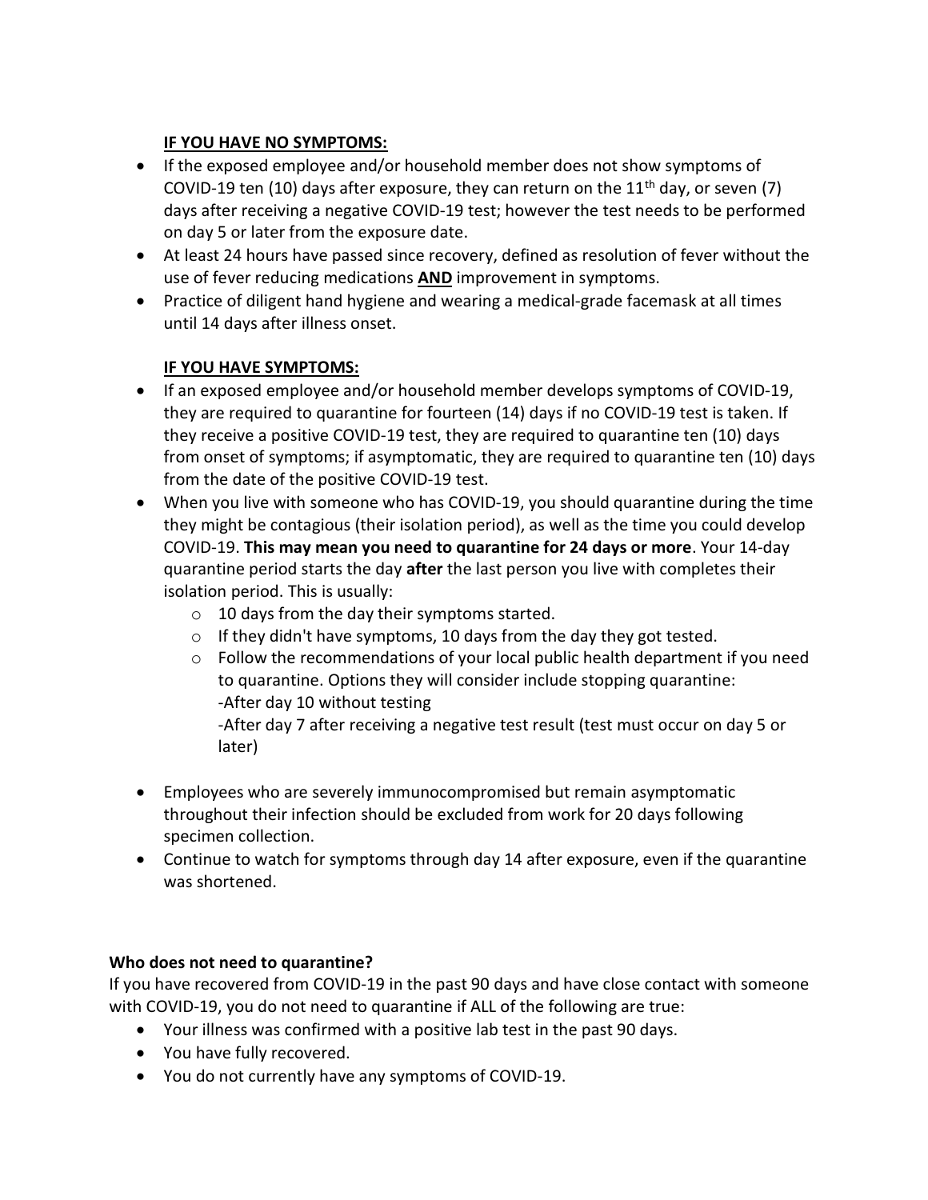**IF YOU HAVE NO SYMPTOMS:**

- If the exposed employee and/or household member does not show symptoms of COVID-19 ten (10) days after exposure, they can return on the 11th day, or seven (7) days after receiving a negative COVID-19 test; however the test needs to be performed on day 5 or later from the exposure date.
- At least 24 hours have passed since recovery, defined as resolution of fever without the use of fever reducing medications **AND** improvement in symptoms.
- Practice of diligent hand hygiene and wearing a medical-grade facemask at all times until 14 days after illness onset.

**IF YOU HAVE SYMPTOMS:**

- If an exposed employee and/or household member develops symptoms of COVID-19, they are required to quarantine for fourteen (14) days if no COVID-19 test is taken. If they receive a positive COVID-19 test, they are required to quarantine ten (10) days from onset of symptoms; if asymptomatic, they are required to quarantine ten (10) days from the date of the positive COVID-19 test.
- When you live with someone who has COVID-19, you should quarantine during the time they might be contagious (their isolation period), as well as the time you could develop COVID-19. **This may mean you need to quarantine for 24 days or more**. Your 14-day quarantine period starts the day **after** the last person you live with completes their isolation period. This is usually:
  - 10 days from the day their symptoms started.
  - If they didn't have symptoms, 10 days from the day they got tested.
  - Follow the recommendations of your local public health department if you need to quarantine. Options they will consider include stopping quarantine:
    -After day 10 without testing
    -After day 7 after receiving a negative test result (test must occur on day 5 or later)

- Employees who are severely immunocompromised but remain asymptomatic throughout their infection should be excluded from work for 20 days following specimen collection.
- Continue to watch for symptoms through day 14 after exposure, even if the quarantine was shortened.

**Who does not need to quarantine?**

If you have recovered from COVID-19 in the past 90 days and have close contact with someone with COVID-19, you do not need to quarantine if ALL of the following are true:

- Your illness was confirmed with a positive lab test in the past 90 days.
- You have fully recovered.
- You do not currently have any symptoms of COVID-19.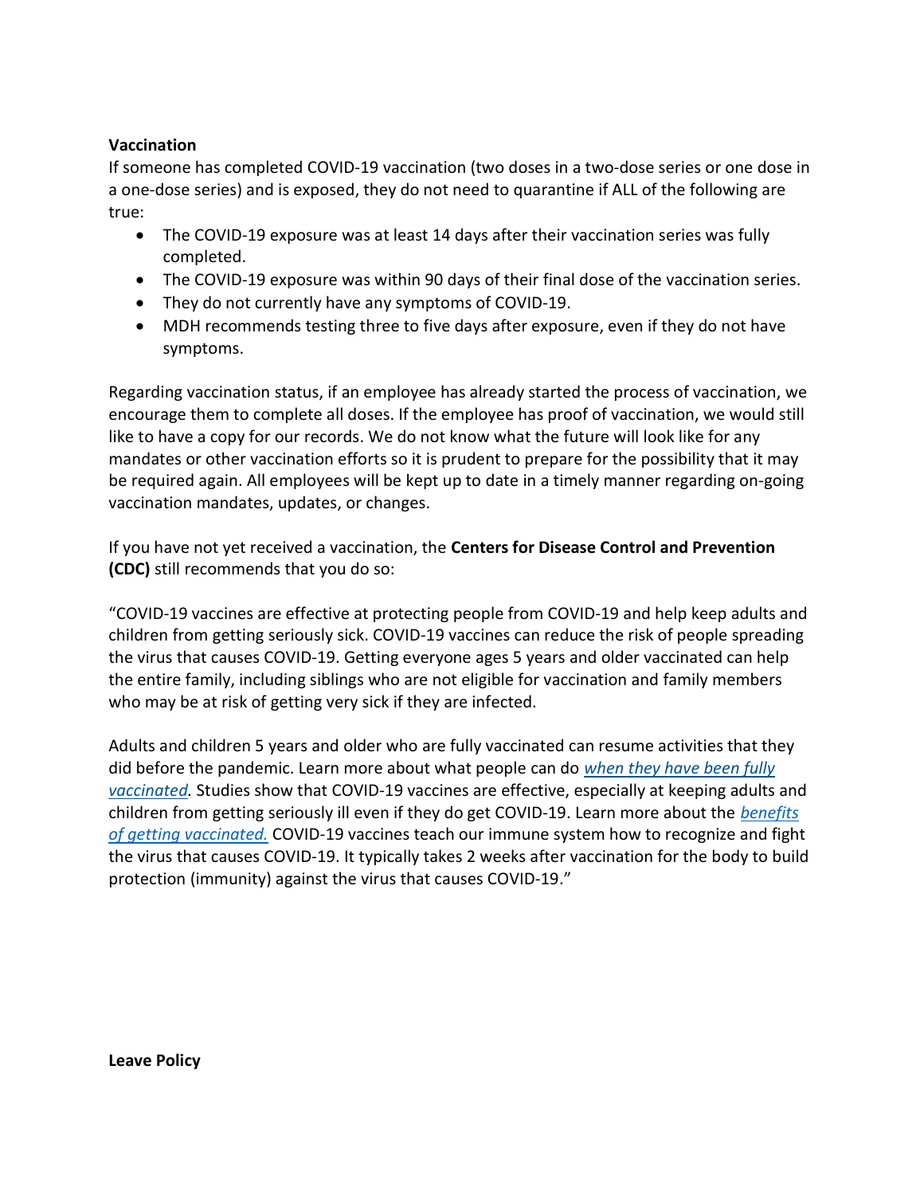**Vaccination**

If someone has completed COVID-19 vaccination (two doses in a two-dose series or one dose in a one-dose series) and is exposed, they do not need to quarantine if ALL of the following are true:

- The COVID-19 exposure was at least 14 days after their vaccination series was fully completed.
- The COVID-19 exposure was within 90 days of their final dose of the vaccination series.
- They do not currently have any symptoms of COVID-19.
- MDH recommends testing three to five days after exposure, even if they do not have symptoms.

Regarding vaccination status, if an employee has already started the process of vaccination, we encourage them to complete all doses. If the employee has proof of vaccination, we would still like to have a copy for our records. We do not know what the future will look like for any mandates or other vaccination efforts so it is prudent to prepare for the possibility that it may be required again. All employees will be kept up to date in a timely manner regarding on-going vaccination mandates, updates, or changes.

If you have not yet received a vaccination, the **Centers for Disease Control and Prevention (CDC)** still recommends that you do so:

"COVID-19 vaccines are effective at protecting people from COVID-19 and help keep adults and children from getting seriously sick. COVID-19 vaccines can reduce the risk of people spreading the virus that causes COVID-19. Getting everyone ages 5 years and older vaccinated can help the entire family, including siblings who are not eligible for vaccination and family members who may be at risk of getting very sick if they are infected.

Adults and children 5 years and older who are fully vaccinated can resume activities that they did before the pandemic. Learn more about what people can do *when they have been fully vaccinated.* Studies show that COVID-19 vaccines are effective, especially at keeping adults and children from getting seriously ill even if they do get COVID-19. Learn more about the *benefits of getting vaccinated.* COVID-19 vaccines teach our immune system how to recognize and fight the virus that causes COVID-19. It typically takes 2 weeks after vaccination for the body to build protection (immunity) against the virus that causes COVID-19."

**Leave Policy**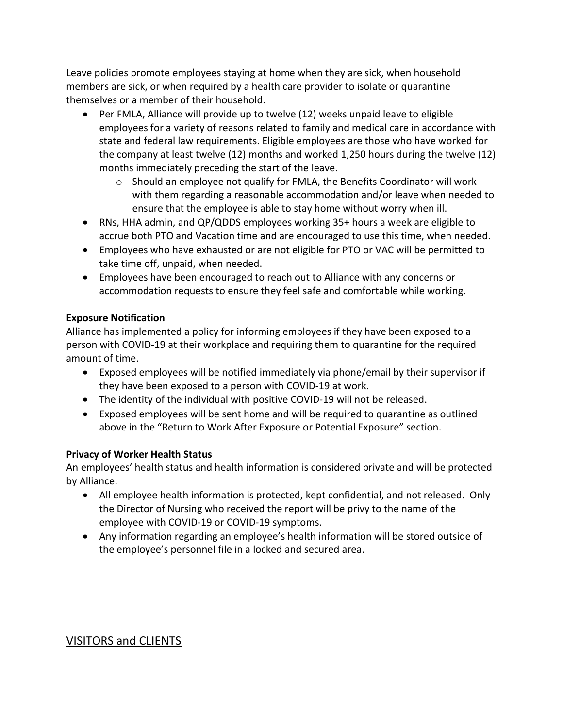Leave policies promote employees staying at home when they are sick, when household members are sick, or when required by a health care provider to isolate or quarantine themselves or a member of their household.

- Per FMLA, Alliance will provide up to twelve (12) weeks unpaid leave to eligible employees for a variety of reasons related to family and medical care in accordance with state and federal law requirements. Eligible employees are those who have worked for the company at least twelve (12) months and worked 1,250 hours during the twelve (12) months immediately preceding the start of the leave.
    - Should an employee not qualify for FMLA, the Benefits Coordinator will work with them regarding a reasonable accommodation and/or leave when needed to ensure that the employee is able to stay home without worry when ill.
- RNs, HHA admin, and QP/QDDS employees working 35+ hours a week are eligible to accrue both PTO and Vacation time and are encouraged to use this time, when needed.
- Employees who have exhausted or are not eligible for PTO or VAC will be permitted to take time off, unpaid, when needed.
- Employees have been encouraged to reach out to Alliance with any concerns or accommodation requests to ensure they feel safe and comfortable while working.

**Exposure Notification**

Alliance has implemented a policy for informing employees if they have been exposed to a person with COVID-19 at their workplace and requiring them to quarantine for the required amount of time.

- Exposed employees will be notified immediately via phone/email by their supervisor if they have been exposed to a person with COVID-19 at work.
- The identity of the individual with positive COVID-19 will not be released.
- Exposed employees will be sent home and will be required to quarantine as outlined above in the "Return to Work After Exposure or Potential Exposure" section.

**Privacy of Worker Health Status**

An employees' health status and health information is considered private and will be protected by Alliance.

- All employee health information is protected, kept confidential, and not released. Only the Director of Nursing who received the report will be privy to the name of the employee with COVID-19 or COVID-19 symptoms.
- Any information regarding an employee's health information will be stored outside of the employee's personnel file in a locked and secured area.

## VISITORS and CLIENTS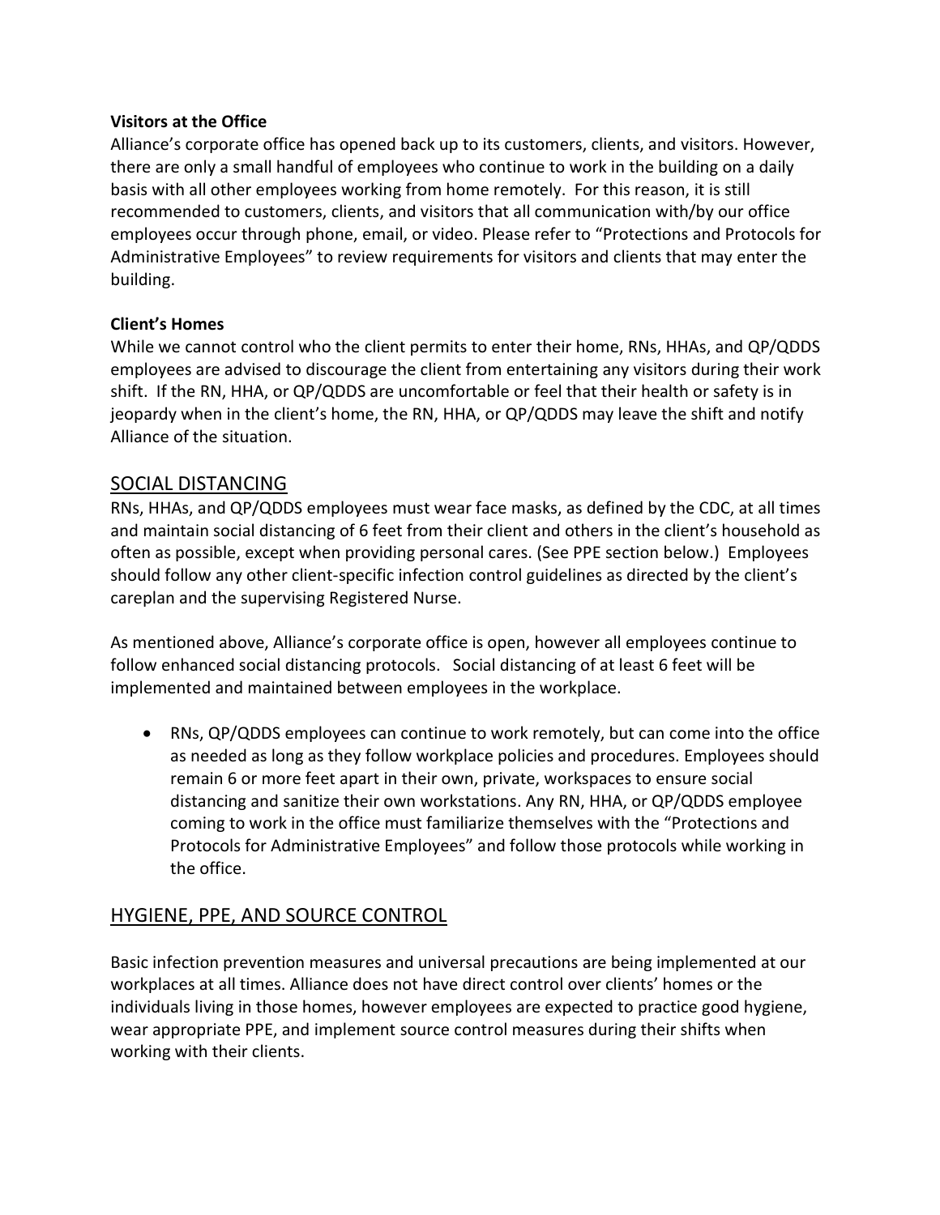**Visitors at the Office**

Alliance's corporate office has opened back up to its customers, clients, and visitors. However, there are only a small handful of employees who continue to work in the building on a daily basis with all other employees working from home remotely. For this reason, it is still recommended to customers, clients, and visitors that all communication with/by our office employees occur through phone, email, or video. Please refer to "Protections and Protocols for Administrative Employees" to review requirements for visitors and clients that may enter the building.

**Client's Homes**

While we cannot control who the client permits to enter their home, RNs, HHAs, and QP/QDDS employees are advised to discourage the client from entertaining any visitors during their work shift. If the RN, HHA, or QP/QDDS are uncomfortable or feel that their health or safety is in jeopardy when in the client's home, the RN, HHA, or QP/QDDS may leave the shift and notify Alliance of the situation.

## SOCIAL DISTANCING

RNs, HHAs, and QP/QDDS employees must wear face masks, as defined by the CDC, at all times and maintain social distancing of 6 feet from their client and others in the client's household as often as possible, except when providing personal cares. (See PPE section below.) Employees should follow any other client-specific infection control guidelines as directed by the client's careplan and the supervising Registered Nurse.

As mentioned above, Alliance's corporate office is open, however all employees continue to follow enhanced social distancing protocols. Social distancing of at least 6 feet will be implemented and maintained between employees in the workplace.

- RNs, QP/QDDS employees can continue to work remotely, but can come into the office as needed as long as they follow workplace policies and procedures. Employees should remain 6 or more feet apart in their own, private, workspaces to ensure social distancing and sanitize their own workstations. Any RN, HHA, or QP/QDDS employee coming to work in the office must familiarize themselves with the "Protections and Protocols for Administrative Employees" and follow those protocols while working in the office.

## HYGIENE, PPE, AND SOURCE CONTROL

Basic infection prevention measures and universal precautions are being implemented at our workplaces at all times. Alliance does not have direct control over clients' homes or the individuals living in those homes, however employees are expected to practice good hygiene, wear appropriate PPE, and implement source control measures during their shifts when working with their clients.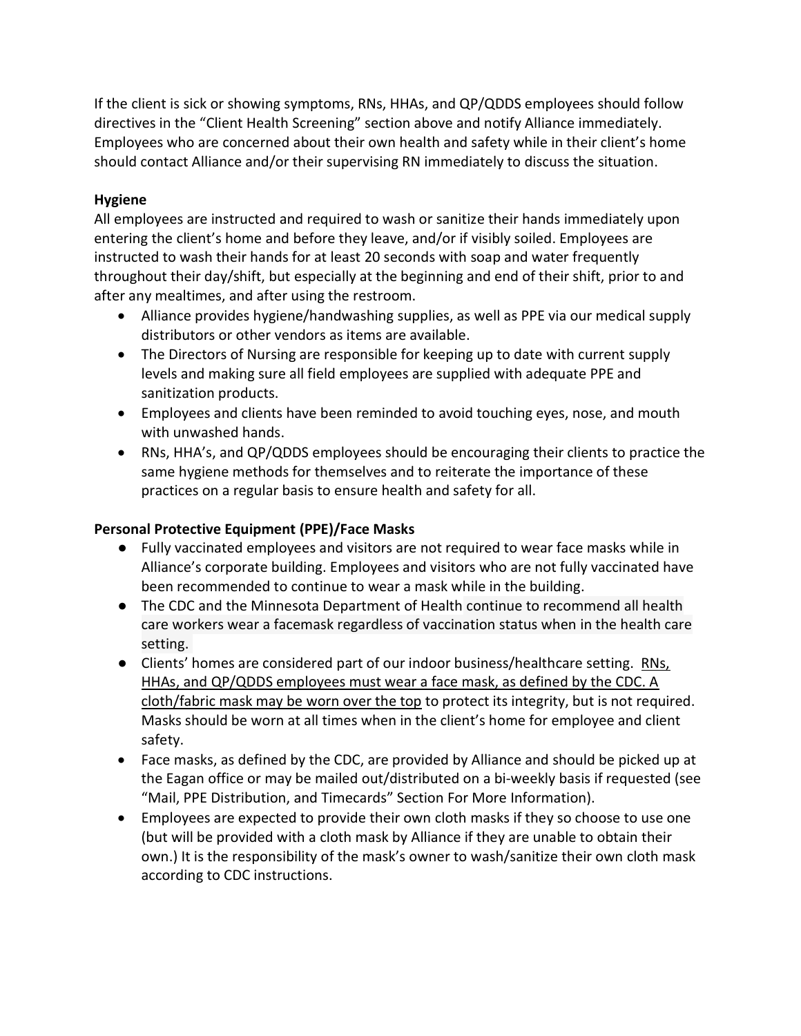If the client is sick or showing symptoms, RNs, HHAs, and QP/QDDS employees should follow directives in the "Client Health Screening" section above and notify Alliance immediately. Employees who are concerned about their own health and safety while in their client's home should contact Alliance and/or their supervising RN immediately to discuss the situation.

**Hygiene**

All employees are instructed and required to wash or sanitize their hands immediately upon entering the client's home and before they leave, and/or if visibly soiled. Employees are instructed to wash their hands for at least 20 seconds with soap and water frequently throughout their day/shift, but especially at the beginning and end of their shift, prior to and after any mealtimes, and after using the restroom.

- Alliance provides hygiene/handwashing supplies, as well as PPE via our medical supply distributors or other vendors as items are available.
- The Directors of Nursing are responsible for keeping up to date with current supply levels and making sure all field employees are supplied with adequate PPE and sanitization products.
- Employees and clients have been reminded to avoid touching eyes, nose, and mouth with unwashed hands.
- RNs, HHA's, and QP/QDDS employees should be encouraging their clients to practice the same hygiene methods for themselves and to reiterate the importance of these practices on a regular basis to ensure health and safety for all.

**Personal Protective Equipment (PPE)/Face Masks**

- Fully vaccinated employees and visitors are not required to wear face masks while in Alliance's corporate building. Employees and visitors who are not fully vaccinated have been recommended to continue to wear a mask while in the building.
- The CDC and the Minnesota Department of Health continue to recommend all health care workers wear a facemask regardless of vaccination status when in the health care setting.
- Clients' homes are considered part of our indoor business/healthcare setting. <u>RNs, HHAs, and QP/QDDS employees must wear a face mask, as defined by the CDC. A cloth/fabric mask may be worn over the top</u> to protect its integrity, but is not required. Masks should be worn at all times when in the client's home for employee and client safety.
- Face masks, as defined by the CDC, are provided by Alliance and should be picked up at the Eagan office or may be mailed out/distributed on a bi-weekly basis if requested (see "Mail, PPE Distribution, and Timecards" Section For More Information).
- Employees are expected to provide their own cloth masks if they so choose to use one (but will be provided with a cloth mask by Alliance if they are unable to obtain their own.) It is the responsibility of the mask's owner to wash/sanitize their own cloth mask according to CDC instructions.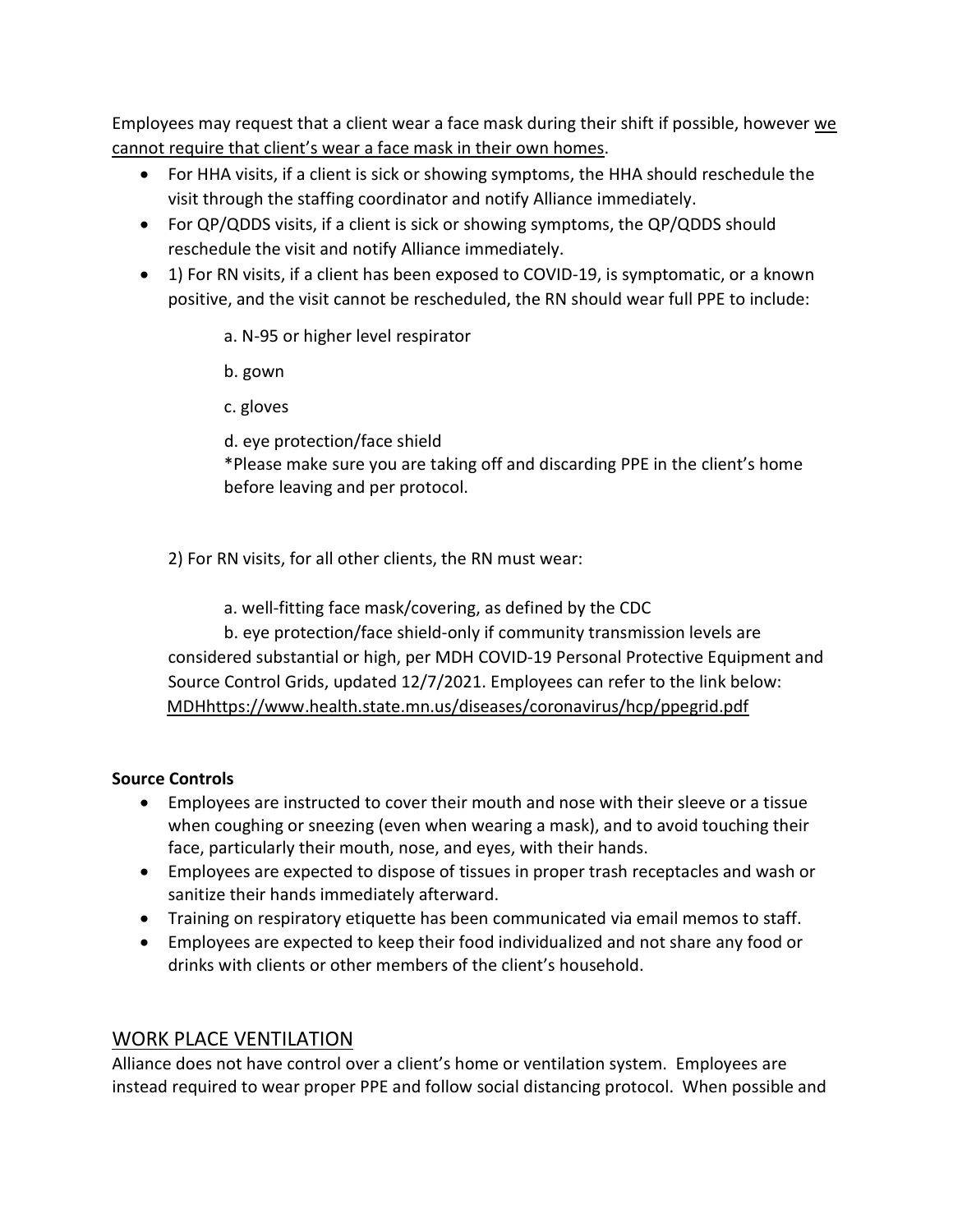Employees may request that a client wear a face mask during their shift if possible, however <u>we cannot require that client's wear a face mask in their own homes</u>.

- For HHA visits, if a client is sick or showing symptoms, the HHA should reschedule the visit through the staffing coordinator and notify Alliance immediately.
- For QP/QDDS visits, if a client is sick or showing symptoms, the QP/QDDS should reschedule the visit and notify Alliance immediately.
- 1) For RN visits, if a client has been exposed to COVID-19, is symptomatic, or a known positive, and the visit cannot be rescheduled, the RN should wear full PPE to include:

  a. N-95 or higher level respirator

  b. gown

  c. gloves

  d. eye protection/face shield
  *Please make sure you are taking off and discarding PPE in the client's home before leaving and per protocol.

  2) For RN visits, for all other clients, the RN must wear:

  a. well-fitting face mask/covering, as defined by the CDC

  b. eye protection/face shield-only if community transmission levels are considered substantial or high, per MDH COVID-19 Personal Protective Equipment and Source Control Grids, updated 12/7/2021. Employees can refer to the link below: MDHhttps://www.health.state.mn.us/diseases/coronavirus/hcp/ppegrid.pdf

**Source Controls**

- Employees are instructed to cover their mouth and nose with their sleeve or a tissue when coughing or sneezing (even when wearing a mask), and to avoid touching their face, particularly their mouth, nose, and eyes, with their hands.
- Employees are expected to dispose of tissues in proper trash receptacles and wash or sanitize their hands immediately afterward.
- Training on respiratory etiquette has been communicated via email memos to staff.
- Employees are expected to keep their food individualized and not share any food or drinks with clients or other members of the client's household.

## WORK PLACE VENTILATION

Alliance does not have control over a client's home or ventilation system. Employees are instead required to wear proper PPE and follow social distancing protocol. When possible and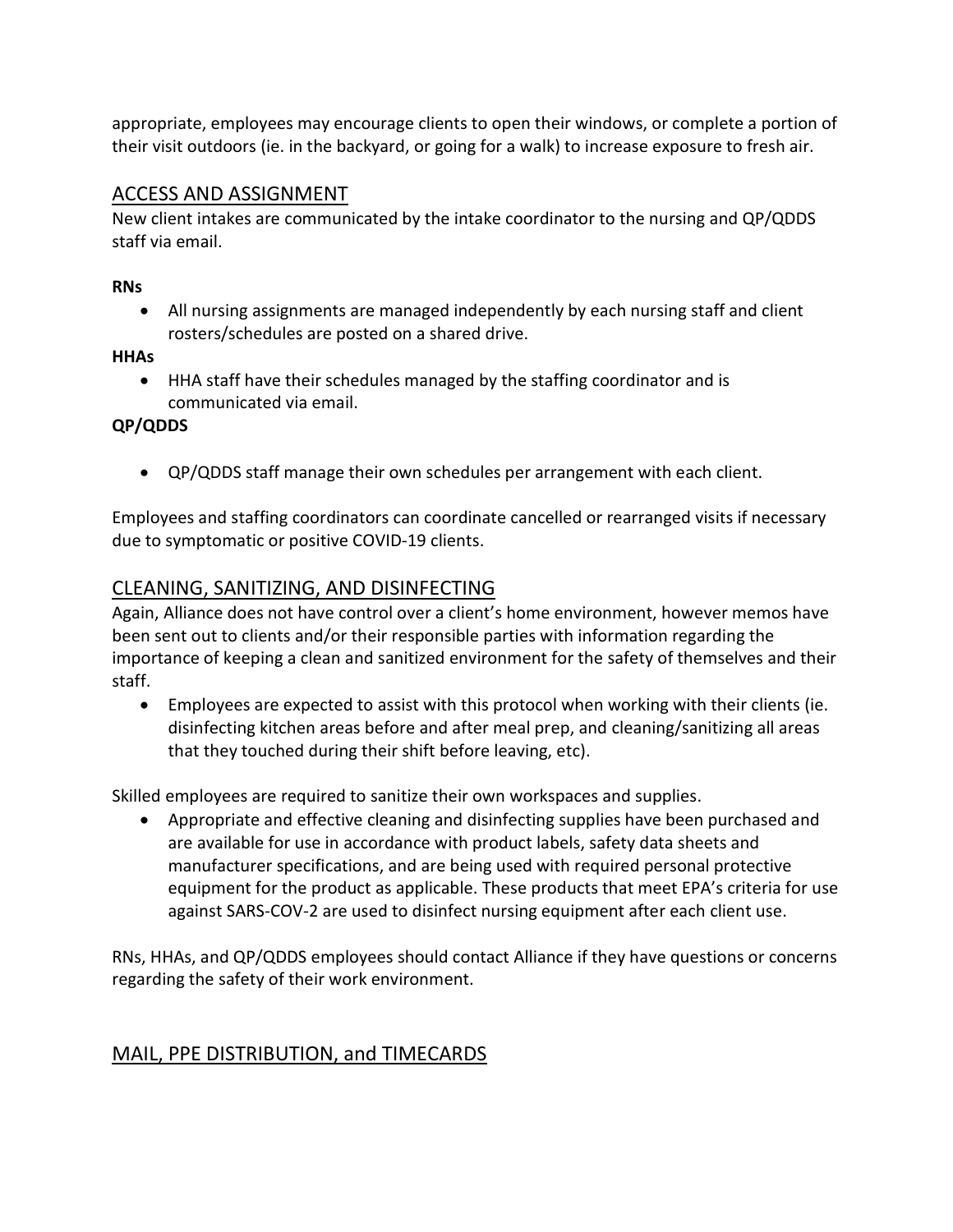appropriate, employees may encourage clients to open their windows, or complete a portion of their visit outdoors (ie. in the backyard, or going for a walk) to increase exposure to fresh air.

## ACCESS AND ASSIGNMENT

New client intakes are communicated by the intake coordinator to the nursing and QP/QDDS staff via email.

**RNs**

- All nursing assignments are managed independently by each nursing staff and client rosters/schedules are posted on a shared drive.

**HHAs**

- HHA staff have their schedules managed by the staffing coordinator and is communicated via email.

**QP/QDDS**

- QP/QDDS staff manage their own schedules per arrangement with each client.

Employees and staffing coordinators can coordinate cancelled or rearranged visits if necessary due to symptomatic or positive COVID-19 clients.

## CLEANING, SANITIZING, AND DISINFECTING

Again, Alliance does not have control over a client's home environment, however memos have been sent out to clients and/or their responsible parties with information regarding the importance of keeping a clean and sanitized environment for the safety of themselves and their staff.

- Employees are expected to assist with this protocol when working with their clients (ie. disinfecting kitchen areas before and after meal prep, and cleaning/sanitizing all areas that they touched during their shift before leaving, etc).

Skilled employees are required to sanitize their own workspaces and supplies.

- Appropriate and effective cleaning and disinfecting supplies have been purchased and are available for use in accordance with product labels, safety data sheets and manufacturer specifications, and are being used with required personal protective equipment for the product as applicable. These products that meet EPA's criteria for use against SARS-COV-2 are used to disinfect nursing equipment after each client use.

RNs, HHAs, and QP/QDDS employees should contact Alliance if they have questions or concerns regarding the safety of their work environment.

## MAIL, PPE DISTRIBUTION, and TIMECARDS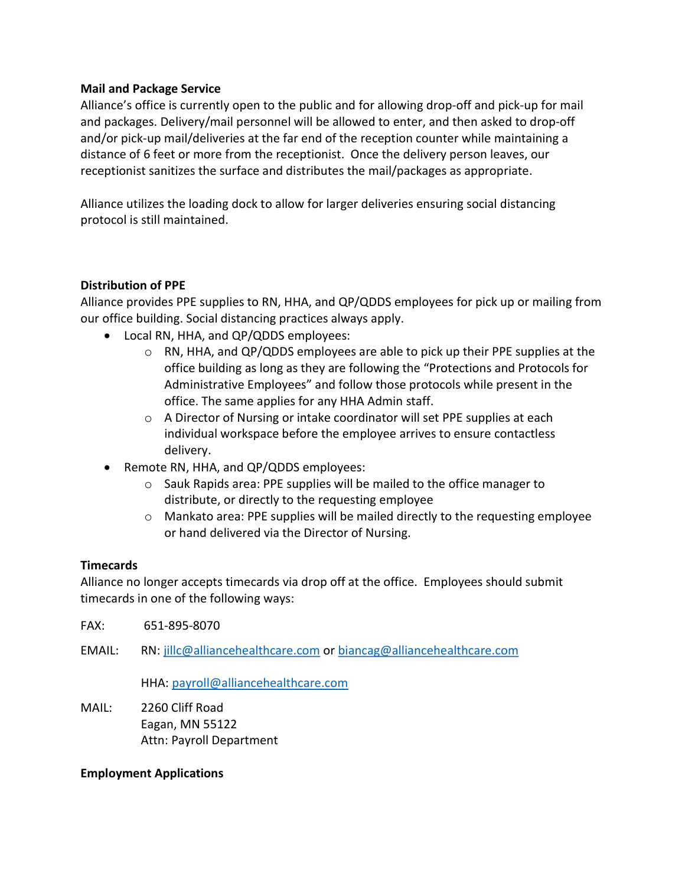**Mail and Package Service**

Alliance's office is currently open to the public and for allowing drop-off and pick-up for mail and packages. Delivery/mail personnel will be allowed to enter, and then asked to drop-off and/or pick-up mail/deliveries at the far end of the reception counter while maintaining a distance of 6 feet or more from the receptionist. Once the delivery person leaves, our receptionist sanitizes the surface and distributes the mail/packages as appropriate.

Alliance utilizes the loading dock to allow for larger deliveries ensuring social distancing protocol is still maintained.

**Distribution of PPE**

Alliance provides PPE supplies to RN, HHA, and QP/QDDS employees for pick up or mailing from our office building. Social distancing practices always apply.

- Local RN, HHA, and QP/QDDS employees:
  - RN, HHA, and QP/QDDS employees are able to pick up their PPE supplies at the office building as long as they are following the "Protections and Protocols for Administrative Employees" and follow those protocols while present in the office. The same applies for any HHA Admin staff.
  - A Director of Nursing or intake coordinator will set PPE supplies at each individual workspace before the employee arrives to ensure contactless delivery.
- Remote RN, HHA, and QP/QDDS employees:
  - Sauk Rapids area: PPE supplies will be mailed to the office manager to distribute, or directly to the requesting employee
  - Mankato area: PPE supplies will be mailed directly to the requesting employee or hand delivered via the Director of Nursing.

**Timecards**

Alliance no longer accepts timecards via drop off at the office. Employees should submit timecards in one of the following ways:

FAX: 651-895-8070

EMAIL: RN: jillc@alliancehealthcare.com or biancag@alliancehealthcare.com

HHA: payroll@alliancehealthcare.com

MAIL: 2260 Cliff Road
Eagan, MN 55122
Attn: Payroll Department

**Employment Applications**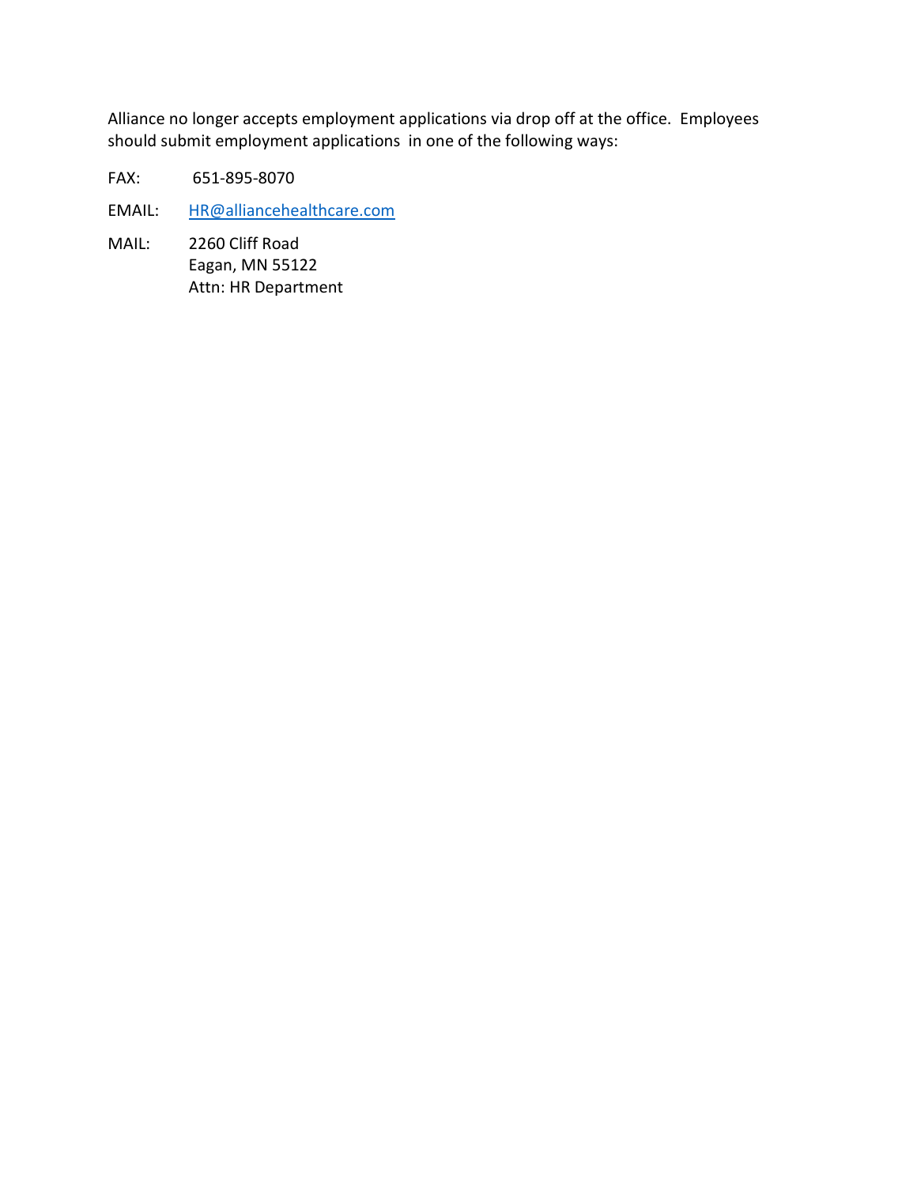Alliance no longer accepts employment applications via drop off at the office. Employees should submit employment applications in one of the following ways:

FAX: 651-895-8070

EMAIL: HR@alliancehealthcare.com

MAIL: 2260 Cliff Road
Eagan, MN 55122
Attn: HR Department